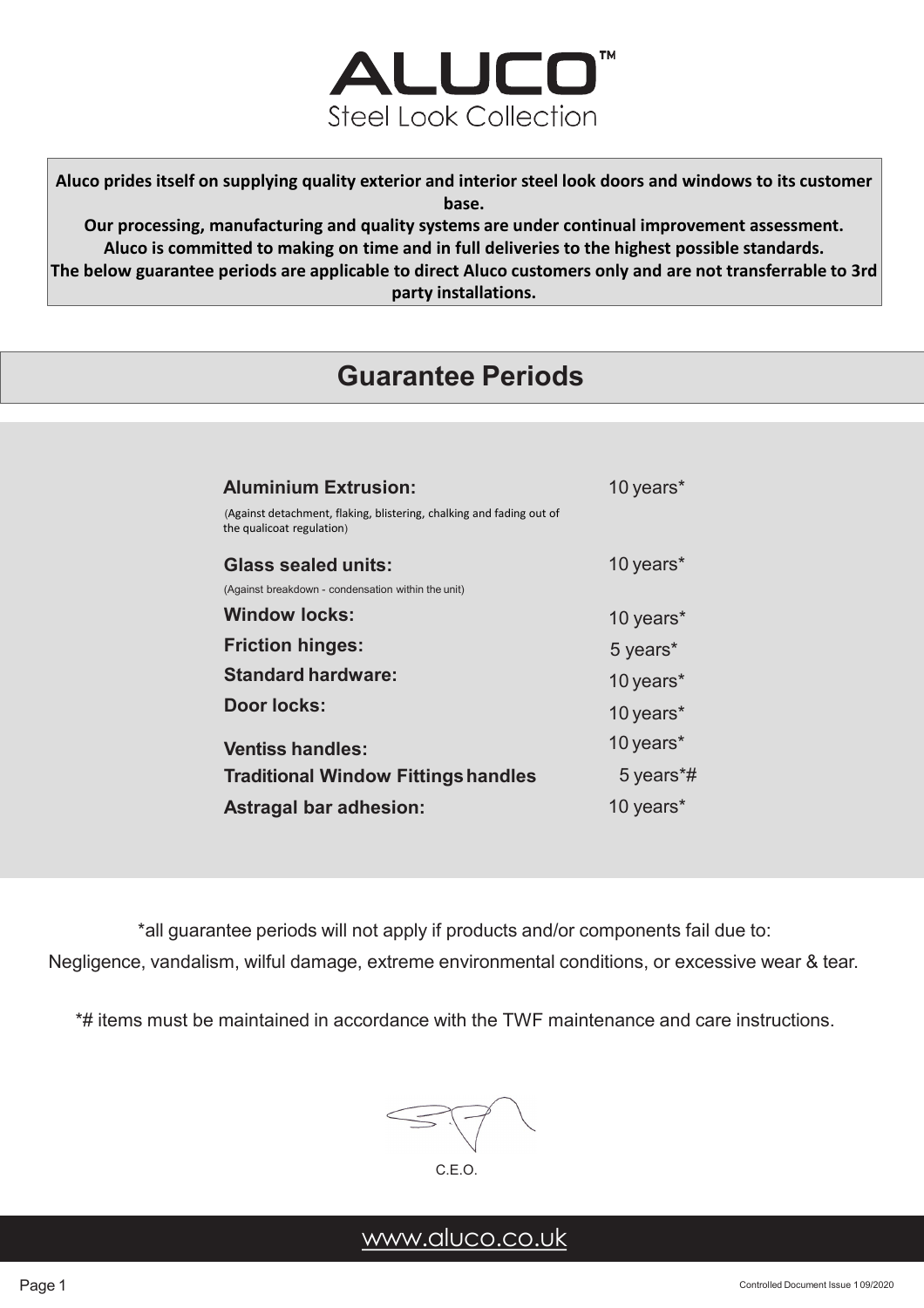# ALUCO™

Steel Look Collection

**Aluco prides itself on supplying quality exterior and interior steel look doors and windows to its customer base.**
**Our processing, manufacturing and quality systems are under continual improvement assessment.**
**Aluco is committed to making on time and in full deliveries to the highest possible standards.**
**The below guarantee periods are applicable to direct Aluco customers only and are not transferrable to 3rd party installations.**

## Guarantee Periods

| Item | Period |
|---|---|
| **Aluminium Extrusion:** (Against detachment, flaking, blistering, chalking and fading out of the qualicoat regulation) | 10 years* |
| **Glass sealed units:** (Against breakdown - condensation within the unit) | 10 years* |
| **Window locks:** | 10 years* |
| **Friction hinges:** | 5 years* |
| **Standard hardware:** | 10 years* |
| **Door locks:** | 10 years* |
| **Ventiss handles:** | 10 years* |
| **Traditional Window Fittings handles** | 5 years*# |
| **Astragal bar adhesion:** | 10 years* |

*all guarantee periods will not apply if products and/or components fail due to:
Negligence, vandalism, wilful damage, extreme environmental conditions, or excessive wear & tear.

*# items must be maintained in accordance with the TWF maintenance and care instructions.

C.E.O.

www.aluco.co.uk

Controlled Document Issue 1 09/2020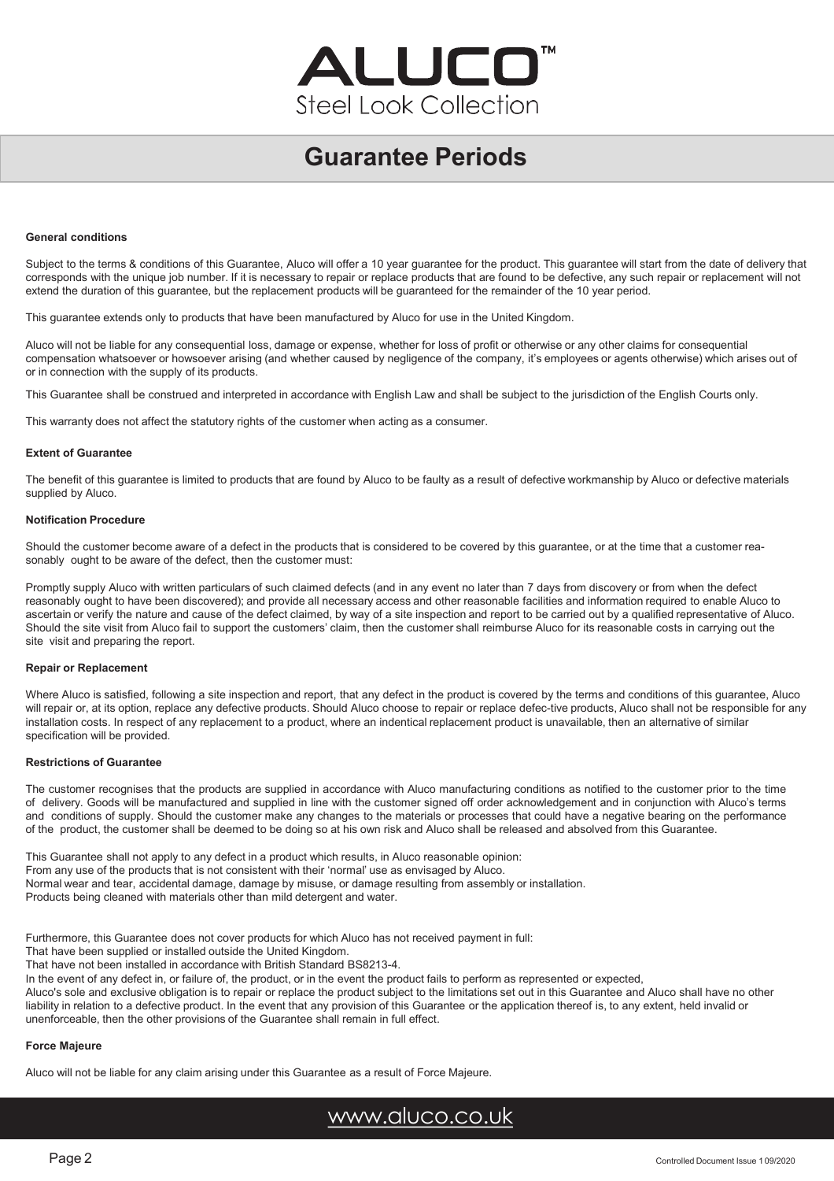# ALUCO™
Steel Look Collection

## Guarantee Periods

### General conditions

Subject to the terms & conditions of this Guarantee, Aluco will offer a 10 year guarantee for the product. This guarantee will start from the date of delivery that corresponds with the unique job number. If it is necessary to repair or replace products that are found to be defective, any such repair or replacement will not extend the duration of this guarantee, but the replacement products will be guaranteed for the remainder of the 10 year period.

This guarantee extends only to products that have been manufactured by Aluco for use in the United Kingdom.

Aluco will not be liable for any consequential loss, damage or expense, whether for loss of profit or otherwise or any other claims for consequential compensation whatsoever or howsoever arising (and whether caused by negligence of the company, it's employees or agents otherwise) which arises out of or in connection with the supply of its products.

This Guarantee shall be construed and interpreted in accordance with English Law and shall be subject to the jurisdiction of the English Courts only.

This warranty does not affect the statutory rights of the customer when acting as a consumer.

### Extent of Guarantee

The benefit of this guarantee is limited to products that are found by Aluco to be faulty as a result of defective workmanship by Aluco or defective materials supplied by Aluco.

### Notification Procedure

Should the customer become aware of a defect in the products that is considered to be covered by this guarantee, or at the time that a customer reasonably ought to be aware of the defect, then the customer must:

Promptly supply Aluco with written particulars of such claimed defects (and in any event no later than 7 days from discovery or from when the defect reasonably ought to have been discovered); and provide all necessary access and other reasonable facilities and information required to enable Aluco to ascertain or verify the nature and cause of the defect claimed, by way of a site inspection and report to be carried out by a qualified representative of Aluco. Should the site visit from Aluco fail to support the customers' claim, then the customer shall reimburse Aluco for its reasonable costs in carrying out the site visit and preparing the report.

### Repair or Replacement

Where Aluco is satisfied, following a site inspection and report, that any defect in the product is covered by the terms and conditions of this guarantee, Aluco will repair or, at its option, replace any defective products. Should Aluco choose to repair or replace defec-tive products, Aluco shall not be responsible for any installation costs. In respect of any replacement to a product, where an indentical replacement product is unavailable, then an alternative of similar specification will be provided.

### Restrictions of Guarantee

The customer recognises that the products are supplied in accordance with Aluco manufacturing conditions as notified to the customer prior to the time of delivery. Goods will be manufactured and supplied in line with the customer signed off order acknowledgement and in conjunction with Aluco's terms and conditions of supply. Should the customer make any changes to the materials or processes that could have a negative bearing on the performance of the product, the customer shall be deemed to be doing so at his own risk and Aluco shall be released and absolved from this Guarantee.

This Guarantee shall not apply to any defect in a product which results, in Aluco reasonable opinion:
From any use of the products that is not consistent with their 'normal' use as envisaged by Aluco.
Normal wear and tear, accidental damage, damage by misuse, or damage resulting from assembly or installation.
Products being cleaned with materials other than mild detergent and water.

Furthermore, this Guarantee does not cover products for which Aluco has not received payment in full:
That have been supplied or installed outside the United Kingdom.
That have not been installed in accordance with British Standard BS8213-4.
In the event of any defect in, or failure of, the product, or in the event the product fails to perform as represented or expected,
Aluco's sole and exclusive obligation is to repair or replace the product subject to the limitations set out in this Guarantee and Aluco shall have no other liability in relation to a defective product. In the event that any provision of this Guarantee or the application thereof is, to any extent, held invalid or unenforceable, then the other provisions of the Guarantee shall remain in full effect.

### Force Majeure

Aluco will not be liable for any claim arising under this Guarantee as a result of Force Majeure.

www.aluco.co.uk

Controlled Document Issue 1 09/2020